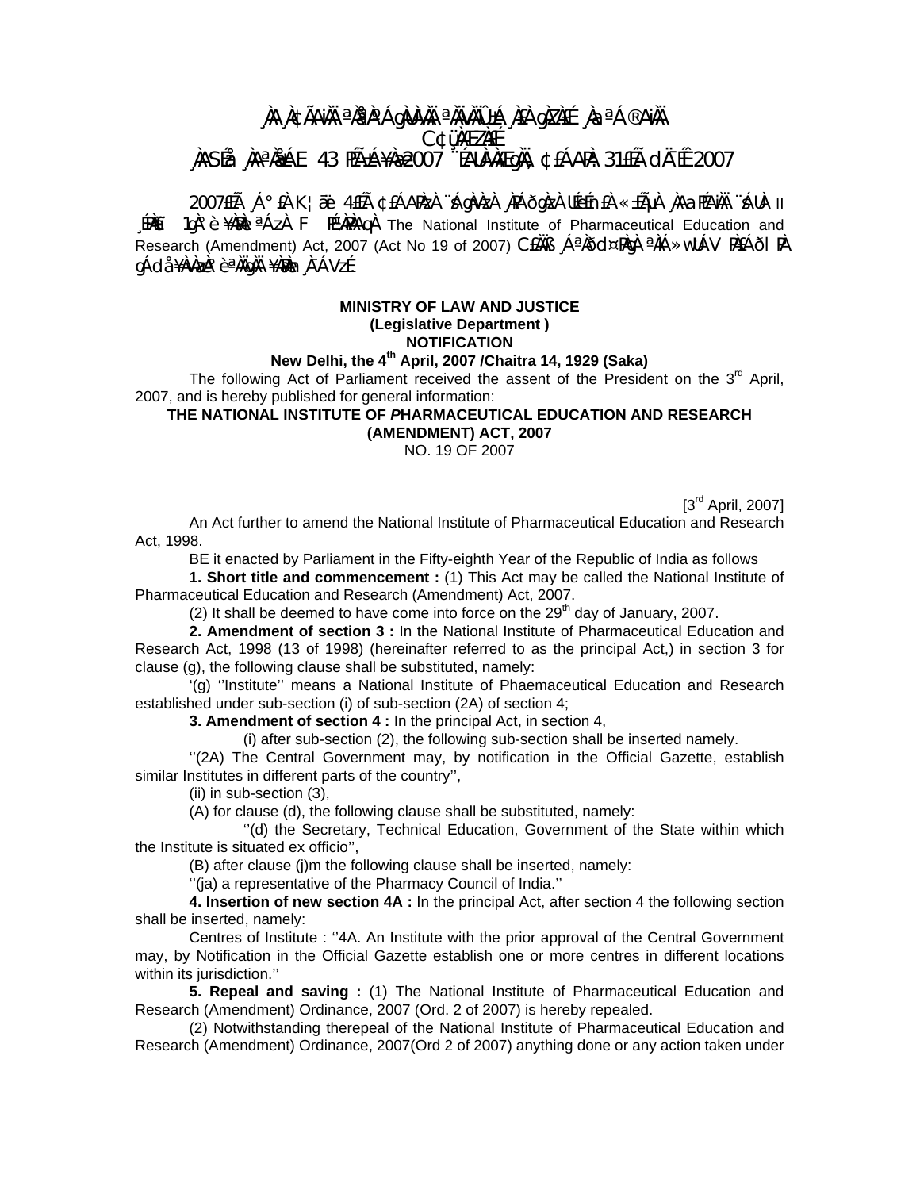¸ÀA¸À¢ÃAiÀÄ ªÀåªÀºÁgÀUÀ¼ÀÄ ªÀÄvÀÄÛ ±Á¸À£À gÀZÀ£É ¸ÀaªÁ®AiÀÄ

C¢ü¸ÀÆZÀ£É

¸ÀASÉå ¸ÀAªÀå±ÁE 43 PÉÃ±Á¥Àæ 2007 ¨ÉAUÀ¼ÀÆgÀÄ, ¢£ÁAPÀ: 31£ÉÃ dÄ¯ÉÊ 2007

2007£ÉÃ ¸Á°£À K¦æ¯ï 4£ÉÃ ¢£ÁAPÀzÀ ¨sÁgÀvÀzÀ ¸ÀPÁðgÀzÀ UÉeÉmï£À «±ÉõÀ ¸ÀAaPÉAiÀÄ ¨sÁUÀ II ¸ÉPÀët 1gÀ°è ¥ÀæPÀlªÁzÀ F PÉ¼ÀPÀAqÀ The National Institute of Pharmaceutical Education and Research (Amendment) Act, 2007 (Act No 19 of 2007) C¢ü¤AiÀÄªÀÄªÀ£ÀÄß ¸ÁªÀðd¤PÀgÀ ªÀiÁ»wUÁV PÀ£ÁðlPÀ gÁdå¥ÀvÀæzÀ°è ªÀÄgÀÄ ¥ÀæPÀn¸À¯ÁVzÉ

**MINISTRY OF LAW AND JUSTICE**
**(Legislative Department )**
**NOTIFICATION**
**New Delhi, the 4th April, 2007 /Chaitra 14, 1929 (Saka)**

The following Act of Parliament received the assent of the President on the 3rd April, 2007, and is hereby published for general information:

**THE NATIONAL INSTITUTE OF *P*HARMACEUTICAL EDUCATION AND RESEARCH (AMENDMENT) ACT, 2007**

NO. 19 OF 2007

[3rd April, 2007]

An Act further to amend the National Institute of Pharmaceutical Education and Research Act, 1998.

BE it enacted by Parliament in the Fifty-eighth Year of the Republic of India as follows

**1. Short title and commencement :** (1) This Act may be called the National Institute of Pharmaceutical Education and Research (Amendment) Act, 2007.

(2) It shall be deemed to have come into force on the 29th day of January, 2007.

**2. Amendment of section 3 :** In the National Institute of Pharmaceutical Education and Research Act, 1998 (13 of 1998) (hereinafter referred to as the principal Act,) in section 3 for clause (g), the following clause shall be substituted, namely:

'(g) ''Institute'' means a National Institute of Phaemaceutical Education and Research established under sub-section (i) of sub-section (2A) of section 4;

**3. Amendment of section 4 :** In the principal Act, in section 4,

(i) after sub-section (2), the following sub-section shall be inserted namely.

''(2A) The Central Government may, by notification in the Official Gazette, establish similar Institutes in different parts of the country'',

(ii) in sub-section (3),

(A) for clause (d), the following clause shall be substituted, namely:

''(d) the Secretary, Technical Education, Government of the State within which the Institute is situated ex officio'',

(B) after clause (j)m the following clause shall be inserted, namely:

''(ja) a representative of the Pharmacy Council of India.''

**4. Insertion of new section 4A :** In the principal Act, after section 4 the following section shall be inserted, namely:

Centres of Institute : ''4A. An Institute with the prior approval of the Central Government may, by Notification in the Official Gazette establish one or more centres in different locations within its jurisdiction.''

**5. Repeal and saving :** (1) The National Institute of Pharmaceutical Education and Research (Amendment) Ordinance, 2007 (Ord. 2 of 2007) is hereby repealed.

(2) Notwithstanding therepeal of the National Institute of Pharmaceutical Education and Research (Amendment) Ordinance, 2007(Ord 2 of 2007) anything done or any action taken under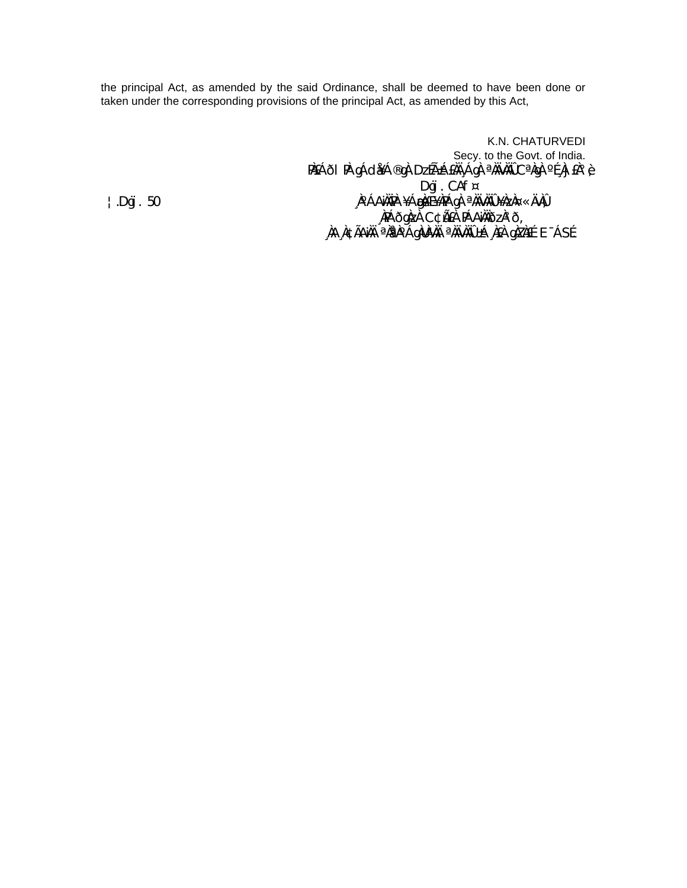the principal Act, as amended by the said Ordinance, shall be deemed to have been done or taken under the corresponding provisions of the principal Act, as amended by this Act,

K.N. CHATURVEDI
Secy. to the Govt. of India.

PÀ£ÁðlPÀ gÁdå¥ÀvÀæ ®gÀ DzÉÃ±ÀzÀ¸ÁgÀ ªÀÄÄzÀæuÁ®AiÀÄ ªÀÄºÁ¸ÀAPÀ£ÀºÀ è

Dgï. CAf ¤

¦.Dgï. 50

¸ÀPÁðgÀzÀ C¢ü£À PÁAiÀÄðzÀ²ð

¸ÀA¸À¢ÃAiÀÄ ªÀåªÀºÁgÀUÀ¼ÀÄ ªÀÄvÀÄÛ ±Á¸À£À gÀZÀ£É E¯ÁSÉ